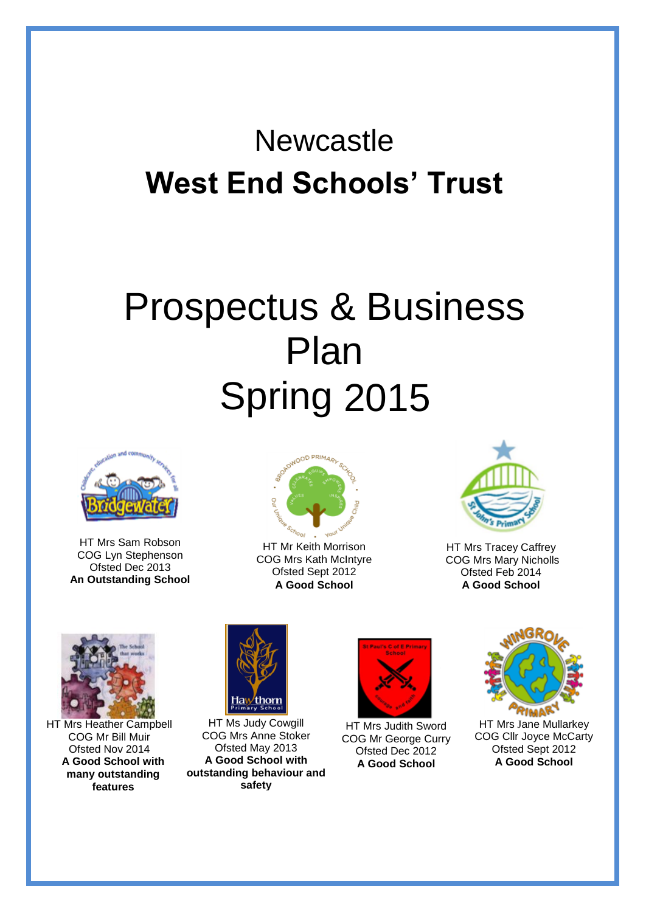# Newcastle

# West End Schools' Trust

# Prospectus & Business Plan
# Spring 2015

HT Mrs Sam Robson
COG Lyn Stephenson
Ofsted Dec 2013
**An Outstanding School**

HT Mr Keith Morrison
COG Mrs Kath McIntyre
Ofsted Sept 2012
**A Good School**

HT Mrs Tracey Caffrey
COG Mrs Mary Nicholls
Ofsted Feb 2014
**A Good School**

HT Mrs Heather Campbell
COG Mr Bill Muir
Ofsted Nov 2014
**A Good School with many outstanding features**

HT Ms Judy Cowgill
COG Mrs Anne Stoker
Ofsted May 2013
**A Good School with outstanding behaviour and safety**

HT Mrs Judith Sword
COG Mr George Curry
Ofsted Dec 2012
**A Good School**

HT Mrs Jane Mullarkey
COG Cllr Joyce McCarty
Ofsted Sept 2012
**A Good School**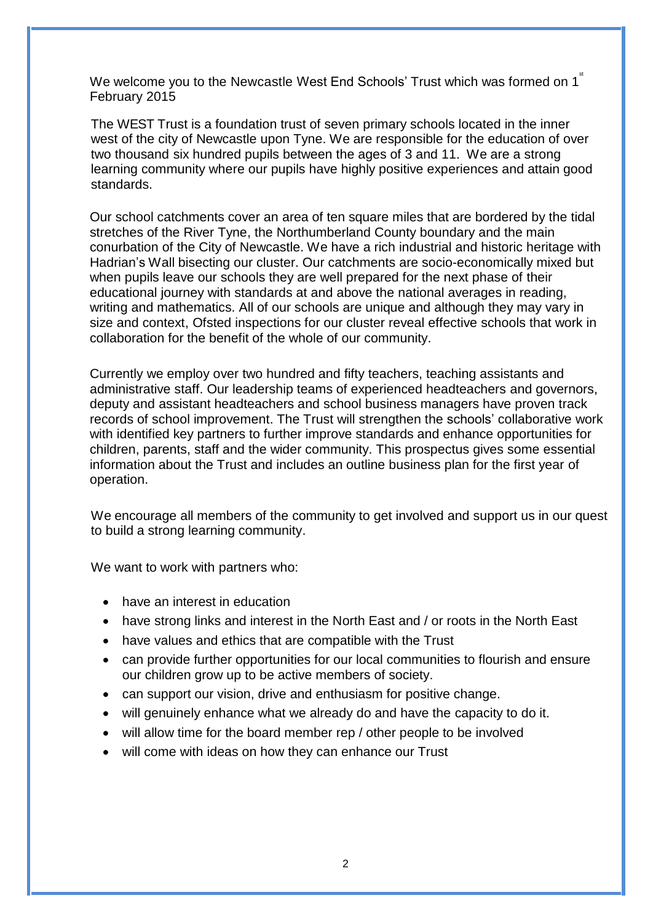We welcome you to the Newcastle West End Schools' Trust which was formed on 1st February 2015

The WEST Trust is a foundation trust of seven primary schools located in the inner west of the city of Newcastle upon Tyne. We are responsible for the education of over two thousand six hundred pupils between the ages of 3 and 11. We are a strong learning community where our pupils have highly positive experiences and attain good standards.

Our school catchments cover an area of ten square miles that are bordered by the tidal stretches of the River Tyne, the Northumberland County boundary and the main conurbation of the City of Newcastle. We have a rich industrial and historic heritage with Hadrian's Wall bisecting our cluster. Our catchments are socio-economically mixed but when pupils leave our schools they are well prepared for the next phase of their educational journey with standards at and above the national averages in reading, writing and mathematics. All of our schools are unique and although they may vary in size and context, Ofsted inspections for our cluster reveal effective schools that work in collaboration for the benefit of the whole of our community.

Currently we employ over two hundred and fifty teachers, teaching assistants and administrative staff. Our leadership teams of experienced headteachers and governors, deputy and assistant headteachers and school business managers have proven track records of school improvement. The Trust will strengthen the schools' collaborative work with identified key partners to further improve standards and enhance opportunities for children, parents, staff and the wider community. This prospectus gives some essential information about the Trust and includes an outline business plan for the first year of operation.

We encourage all members of the community to get involved and support us in our quest to build a strong learning community.

We want to work with partners who:

- have an interest in education
- have strong links and interest in the North East and / or roots in the North East
- have values and ethics that are compatible with the Trust
- can provide further opportunities for our local communities to flourish and ensure our children grow up to be active members of society.
- can support our vision, drive and enthusiasm for positive change.
- will genuinely enhance what we already do and have the capacity to do it.
- will allow time for the board member rep / other people to be involved
- will come with ideas on how they can enhance our Trust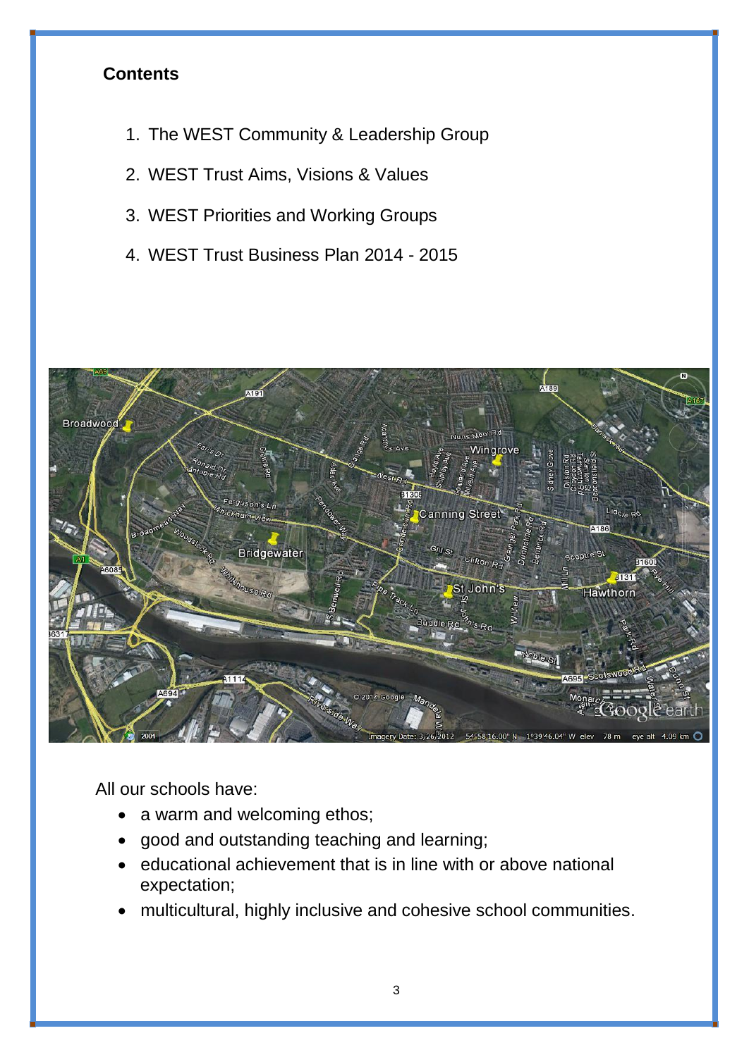## Contents

1. The WEST Community & Leadership Group
2. WEST Trust Aims, Visions & Values
3. WEST Priorities and Working Groups
4. WEST Trust Business Plan 2014 - 2015

All our schools have:

- a warm and welcoming ethos;
- good and outstanding teaching and learning;
- educational achievement that is in line with or above national expectation;
- multicultural, highly inclusive and cohesive school communities.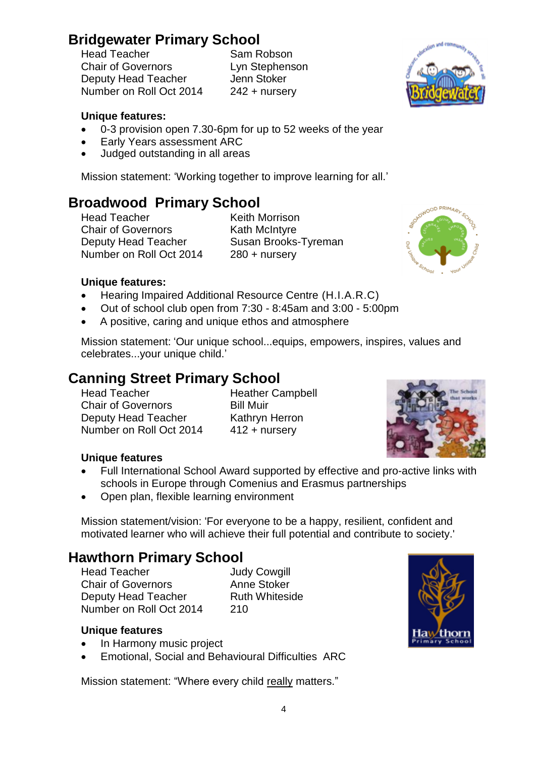## Bridgewater Primary School

| | |
|---|---|
| Head Teacher | Sam Robson |
| Chair of Governors | Lyn Stephenson |
| Deputy Head Teacher | Jenn Stoker |
| Number on Roll Oct 2014 | 242 + nursery |

**Unique features:**

- 0-3 provision open 7.30-6pm for up to 52 weeks of the year
- Early Years assessment ARC
- Judged outstanding in all areas

Mission statement: 'Working together to improve learning for all.'

## Broadwood Primary School

| | |
|---|---|
| Head Teacher | Keith Morrison |
| Chair of Governors | Kath McIntyre |
| Deputy Head Teacher | Susan Brooks-Tyreman |
| Number on Roll Oct 2014 | 280 + nursery |

**Unique features:**

- Hearing Impaired Additional Resource Centre (H.I.A.R.C)
- Out of school club open from 7:30 - 8:45am and 3:00 - 5:00pm
- A positive, caring and unique ethos and atmosphere

Mission statement: 'Our unique school...equips, empowers, inspires, values and celebrates...your unique child.'

## Canning Street Primary School

| | |
|---|---|
| Head Teacher | Heather Campbell |
| Chair of Governors | Bill Muir |
| Deputy Head Teacher | Kathryn Herron |
| Number on Roll Oct 2014 | 412 + nursery |

**Unique features**

- Full International School Award supported by effective and pro-active links with schools in Europe through Comenius and Erasmus partnerships
- Open plan, flexible learning environment

Mission statement/vision: 'For everyone to be a happy, resilient, confident and motivated learner who will achieve their full potential and contribute to society.'

## Hawthorn Primary School

| | |
|---|---|
| Head Teacher | Judy Cowgill |
| Chair of Governors | Anne Stoker |
| Deputy Head Teacher | Ruth Whiteside |
| Number on Roll Oct 2014 | 210 |

**Unique features**

- In Harmony music project
- Emotional, Social and Behavioural Difficulties ARC

Mission statement: "Where every child really matters."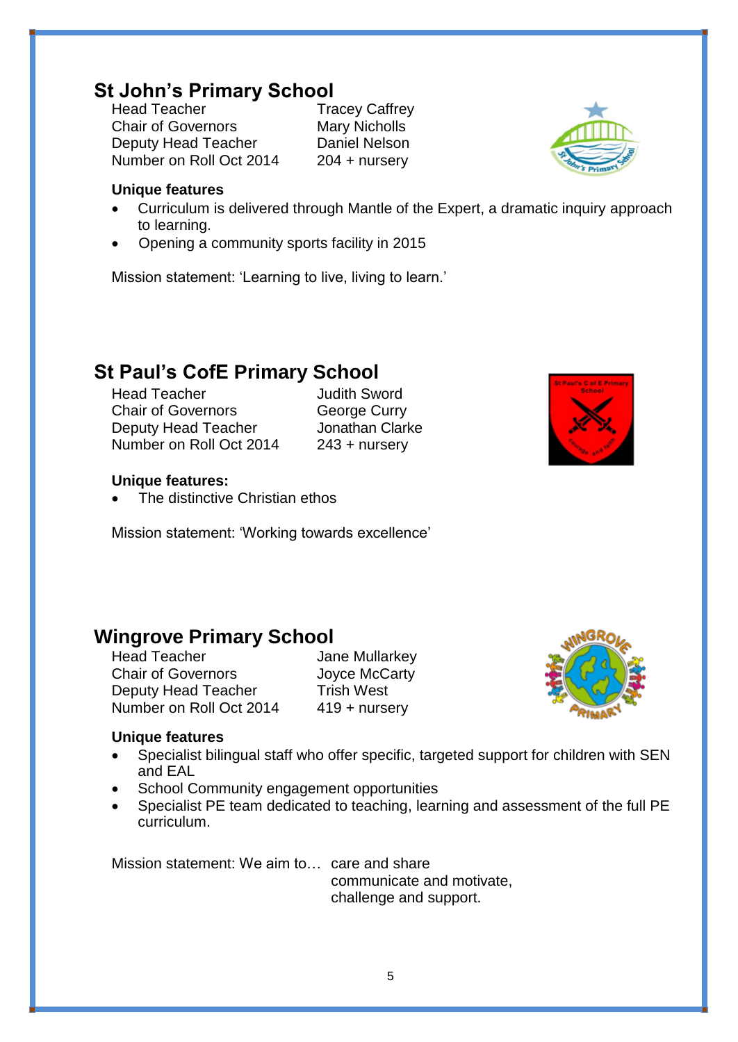## St John’s Primary School

| | |
|---|---|
| Head Teacher | Tracey Caffrey |
| Chair of Governors | Mary Nicholls |
| Deputy Head Teacher | Daniel Nelson |
| Number on Roll Oct 2014 | 204 + nursery |

**Unique features**

- Curriculum is delivered through Mantle of the Expert, a dramatic inquiry approach to learning.
- Opening a community sports facility in 2015

Mission statement: ‘Learning to live, living to learn.’

## St Paul’s CofE Primary School

| | |
|---|---|
| Head Teacher | Judith Sword |
| Chair of Governors | George Curry |
| Deputy Head Teacher | Jonathan Clarke |
| Number on Roll Oct 2014 | 243 + nursery |

**Unique features:**

- The distinctive Christian ethos

Mission statement: ‘Working towards excellence’

## Wingrove Primary School

| | |
|---|---|
| Head Teacher | Jane Mullarkey |
| Chair of Governors | Joyce McCarty |
| Deputy Head Teacher | Trish West |
| Number on Roll Oct 2014 | 419 + nursery |

**Unique features**

- Specialist bilingual staff who offer specific, targeted support for children with SEN and EAL
- School Community engagement opportunities
- Specialist PE team dedicated to teaching, learning and assessment of the full PE curriculum.

Mission statement: We aim to… care and share
communicate and motivate,
challenge and support.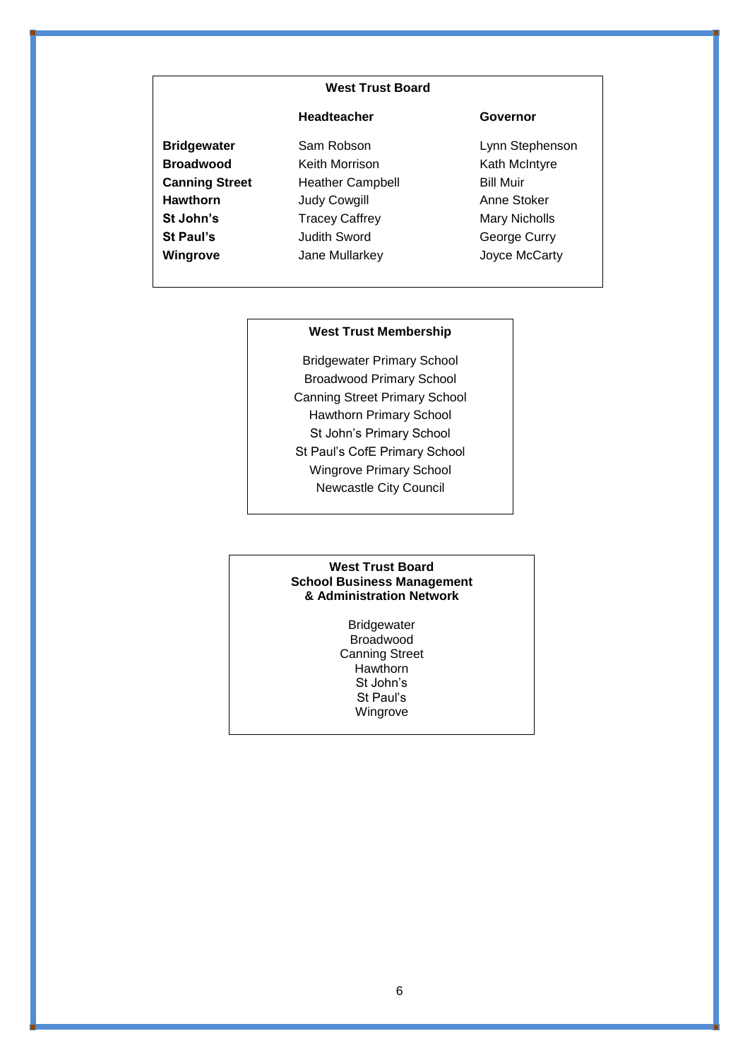## West Trust Board

| | Headteacher | Governor |
|---|---|---|
| **Bridgewater** | Sam Robson | Lynn Stephenson |
| **Broadwood** | Keith Morrison | Kath McIntyre |
| **Canning Street** | Heather Campbell | Bill Muir |
| **Hawthorn** | Judy Cowgill | Anne Stoker |
| **St John's** | Tracey Caffrey | Mary Nicholls |
| **St Paul's** | Judith Sword | George Curry |
| **Wingrove** | Jane Mullarkey | Joyce McCarty |

## West Trust Membership

Bridgewater Primary School
Broadwood Primary School
Canning Street Primary School
Hawthorn Primary School
St John's Primary School
St Paul's CofE Primary School
Wingrove Primary School
Newcastle City Council

## West Trust Board School Business Management & Administration Network

Bridgewater
Broadwood
Canning Street
Hawthorn
St John's
St Paul's
Wingrove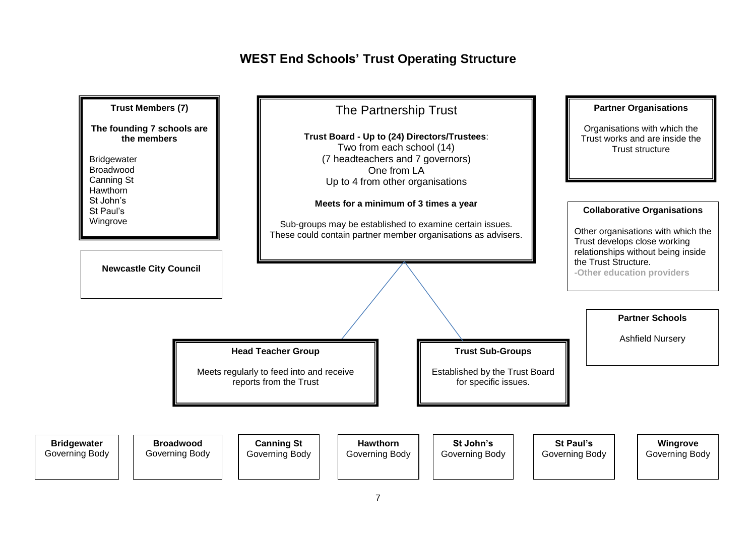# WEST End Schools' Trust Operating Structure

**Trust Members (7)**

**The founding 7 schools are the members**

- Bridgewater
- Broadwood
- Canning St
- Hawthorn
- St John's
- St Paul's
- Wingrove

**Newcastle City Council**

## The Partnership Trust

**Trust Board - Up to (24) Directors/Trustees**:
Two from each school (14)
(7 headteachers and 7 governors)
One from LA
Up to 4 from other organisations

**Meets for a minimum of 3 times a year**

Sub-groups may be established to examine certain issues. These could contain partner member organisations as advisers.

**Partner Organisations**

Organisations with which the Trust works and are inside the Trust structure

**Collaborative Organisations**

Other organisations with which the Trust develops close working relationships without being inside the Trust Structure.
**-Other education providers**

**Partner Schools**

Ashfield Nursery

**Head Teacher Group**

Meets regularly to feed into and receive reports from the Trust

**Trust Sub-Groups**

Established by the Trust Board for specific issues.

**Bridgewater** Governing Body

**Broadwood** Governing Body

**Canning St** Governing Body

**Hawthorn** Governing Body

**St John's** Governing Body

**St Paul's** Governing Body

**Wingrove** Governing Body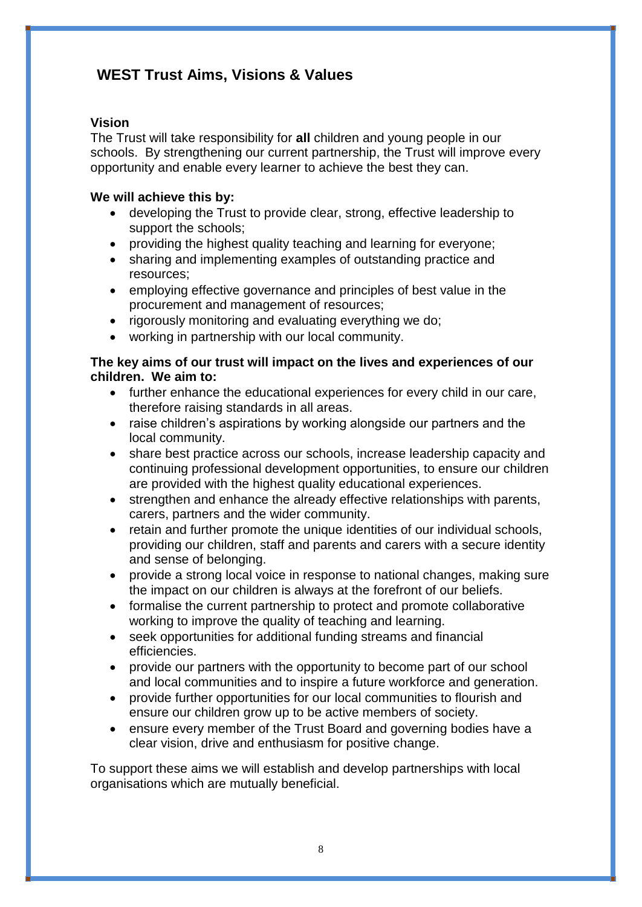## WEST Trust Aims, Visions & Values

**Vision**

The Trust will take responsibility for **all** children and young people in our schools. By strengthening our current partnership, the Trust will improve every opportunity and enable every learner to achieve the best they can.

**We will achieve this by:**

- developing the Trust to provide clear, strong, effective leadership to support the schools;
- providing the highest quality teaching and learning for everyone;
- sharing and implementing examples of outstanding practice and resources;
- employing effective governance and principles of best value in the procurement and management of resources;
- rigorously monitoring and evaluating everything we do;
- working in partnership with our local community.

**The key aims of our trust will impact on the lives and experiences of our children. We aim to:**

- further enhance the educational experiences for every child in our care, therefore raising standards in all areas.
- raise children's aspirations by working alongside our partners and the local community.
- share best practice across our schools, increase leadership capacity and continuing professional development opportunities, to ensure our children are provided with the highest quality educational experiences.
- strengthen and enhance the already effective relationships with parents, carers, partners and the wider community.
- retain and further promote the unique identities of our individual schools, providing our children, staff and parents and carers with a secure identity and sense of belonging.
- provide a strong local voice in response to national changes, making sure the impact on our children is always at the forefront of our beliefs.
- formalise the current partnership to protect and promote collaborative working to improve the quality of teaching and learning.
- seek opportunities for additional funding streams and financial efficiencies.
- provide our partners with the opportunity to become part of our school and local communities and to inspire a future workforce and generation.
- provide further opportunities for our local communities to flourish and ensure our children grow up to be active members of society.
- ensure every member of the Trust Board and governing bodies have a clear vision, drive and enthusiasm for positive change.

To support these aims we will establish and develop partnerships with local organisations which are mutually beneficial.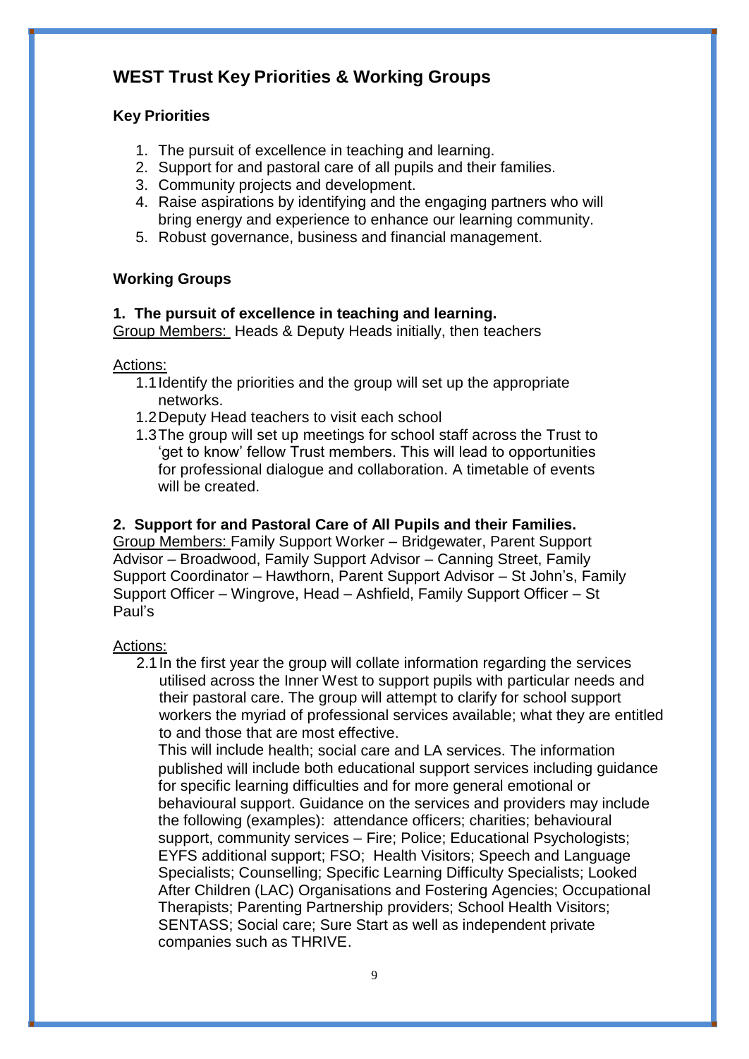## WEST Trust Key Priorities & Working Groups

### Key Priorities

1. The pursuit of excellence in teaching and learning.
2. Support for and pastoral care of all pupils and their families.
3. Community projects and development.
4. Raise aspirations by identifying and the engaging partners who will bring energy and experience to enhance our learning community.
5. Robust governance, business and financial management.

### Working Groups

**1. The pursuit of excellence in teaching and learning.**

Group Members: Heads & Deputy Heads initially, then teachers

Actions:

1.1 Identify the priorities and the group will set up the appropriate networks.

1.2 Deputy Head teachers to visit each school

1.3 The group will set up meetings for school staff across the Trust to 'get to know' fellow Trust members. This will lead to opportunities for professional dialogue and collaboration. A timetable of events will be created.

**2. Support for and Pastoral Care of All Pupils and their Families.**

Group Members: Family Support Worker – Bridgewater, Parent Support Advisor – Broadwood, Family Support Advisor – Canning Street, Family Support Coordinator – Hawthorn, Parent Support Advisor – St John's, Family Support Officer – Wingrove, Head – Ashfield, Family Support Officer – St Paul's

Actions:

2.1 In the first year the group will collate information regarding the services utilised across the Inner West to support pupils with particular needs and their pastoral care. The group will attempt to clarify for school support workers the myriad of professional services available; what they are entitled to and those that are most effective.

This will include health; social care and LA services. The information published will include both educational support services including guidance for specific learning difficulties and for more general emotional or behavioural support. Guidance on the services and providers may include the following (examples): attendance officers; charities; behavioural support, community services – Fire; Police; Educational Psychologists; EYFS additional support; FSO; Health Visitors; Speech and Language Specialists; Counselling; Specific Learning Difficulty Specialists; Looked After Children (LAC) Organisations and Fostering Agencies; Occupational Therapists; Parenting Partnership providers; School Health Visitors; SENTASS; Social care; Sure Start as well as independent private companies such as THRIVE.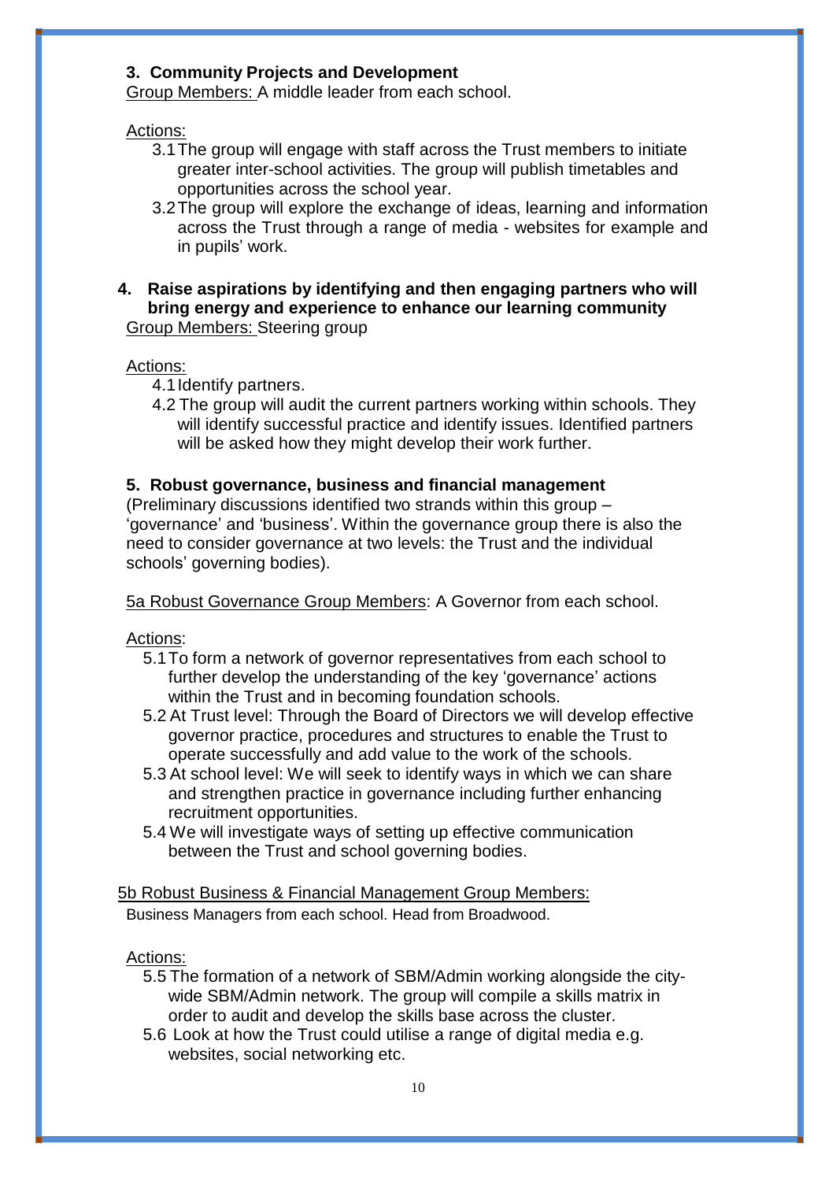### 3. Community Projects and Development

Group Members: A middle leader from each school.

Actions:

- 3.1 The group will engage with staff across the Trust members to initiate greater inter-school activities. The group will publish timetables and opportunities across the school year.
- 3.2 The group will explore the exchange of ideas, learning and information across the Trust through a range of media - websites for example and in pupils' work.

### 4. Raise aspirations by identifying and then engaging partners who will bring energy and experience to enhance our learning community

Group Members: Steering group

Actions:

- 4.1 Identify partners.
- 4.2 The group will audit the current partners working within schools. They will identify successful practice and identify issues. Identified partners will be asked how they might develop their work further.

### 5. Robust governance, business and financial management

(Preliminary discussions identified two strands within this group – 'governance' and 'business'. Within the governance group there is also the need to consider governance at two levels: the Trust and the individual schools' governing bodies).

5a Robust Governance Group Members: A Governor from each school.

Actions:

- 5.1 To form a network of governor representatives from each school to further develop the understanding of the key 'governance' actions within the Trust and in becoming foundation schools.
- 5.2 At Trust level: Through the Board of Directors we will develop effective governor practice, procedures and structures to enable the Trust to operate successfully and add value to the work of the schools.
- 5.3 At school level: We will seek to identify ways in which we can share and strengthen practice in governance including further enhancing recruitment opportunities.
- 5.4 We will investigate ways of setting up effective communication between the Trust and school governing bodies.

5b Robust Business & Financial Management Group Members: Business Managers from each school. Head from Broadwood.

Actions:

- 5.5 The formation of a network of SBM/Admin working alongside the city-wide SBM/Admin network. The group will compile a skills matrix in order to audit and develop the skills base across the cluster.
- 5.6 Look at how the Trust could utilise a range of digital media e.g. websites, social networking etc.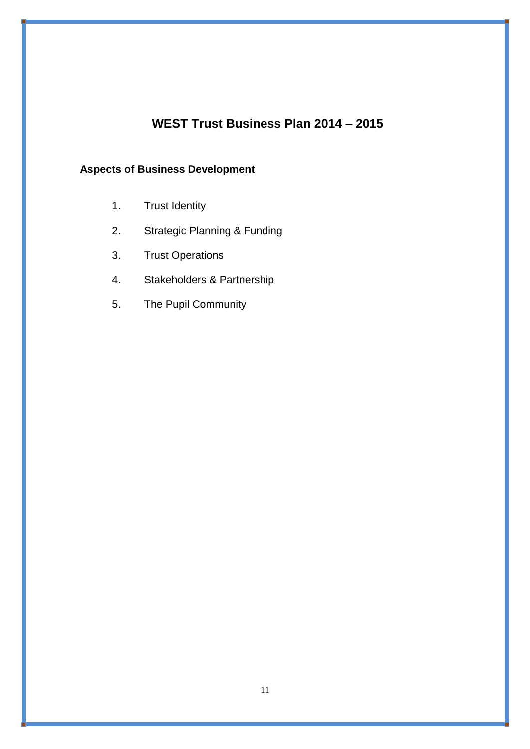# WEST Trust Business Plan 2014 – 2015

## Aspects of Business Development

1. Trust Identity
2. Strategic Planning & Funding
3. Trust Operations
4. Stakeholders & Partnership
5. The Pupil Community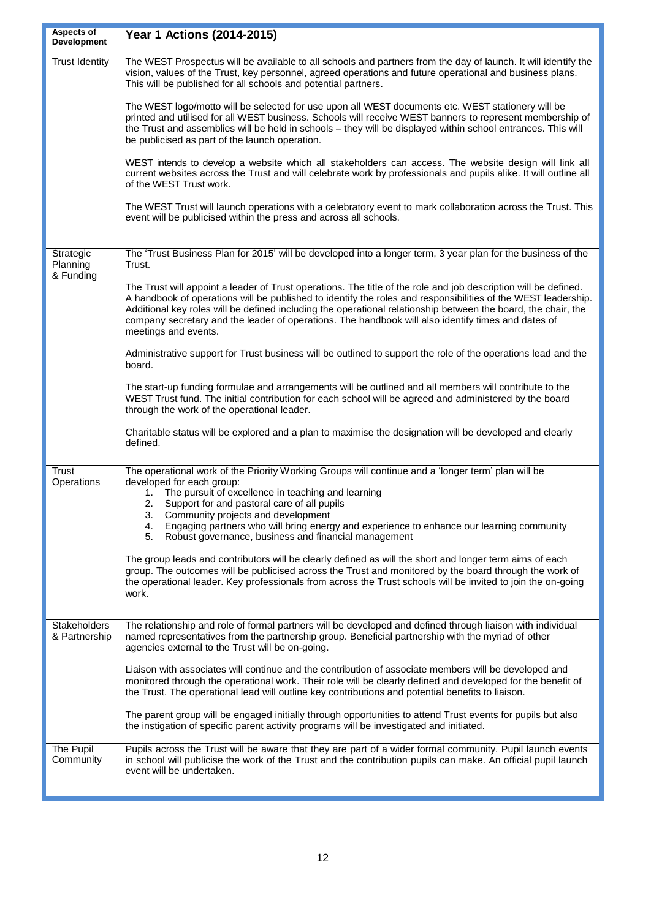| Aspects of Development | Year 1 Actions (2014-2015) |
|---|---|
| Trust Identity | The WEST Prospectus will be available to all schools and partners from the day of launch. It will identify the vision, values of the Trust, key personnel, agreed operations and future operational and business plans. This will be published for all schools and potential partners.<br><br>The WEST logo/motto will be selected for use upon all WEST documents etc. WEST stationery will be printed and utilised for all WEST business. Schools will receive WEST banners to represent membership of the Trust and assemblies will be held in schools – they will be displayed within school entrances. This will be publicised as part of the launch operation.<br><br>WEST intends to develop a website which all stakeholders can access. The website design will link all current websites across the Trust and will celebrate work by professionals and pupils alike. It will outline all of the WEST Trust work.<br><br>The WEST Trust will launch operations with a celebratory event to mark collaboration across the Trust. This event will be publicised within the press and across all schools. |
| Strategic Planning & Funding | The 'Trust Business Plan for 2015' will be developed into a longer term, 3 year plan for the business of the Trust.<br><br>The Trust will appoint a leader of Trust operations. The title of the role and job description will be defined. A handbook of operations will be published to identify the roles and responsibilities of the WEST leadership. Additional key roles will be defined including the operational relationship between the board, the chair, the company secretary and the leader of operations. The handbook will also identify times and dates of meetings and events.<br><br>Administrative support for Trust business will be outlined to support the role of the operations lead and the board.<br><br>The start-up funding formulae and arrangements will be outlined and all members will contribute to the WEST Trust fund. The initial contribution for each school will be agreed and administered by the board through the work of the operational leader.<br><br>Charitable status will be explored and a plan to maximise the designation will be developed and clearly defined. |
| Trust Operations | The operational work of the Priority Working Groups will continue and a 'longer term' plan will be developed for each group:<br>1. The pursuit of excellence in teaching and learning<br>2. Support for and pastoral care of all pupils<br>3. Community projects and development<br>4. Engaging partners who will bring energy and experience to enhance our learning community<br>5. Robust governance, business and financial management<br><br>The group leads and contributors will be clearly defined as will the short and longer term aims of each group. The outcomes will be publicised across the Trust and monitored by the board through the work of the operational leader. Key professionals from across the Trust schools will be invited to join the on-going work. |
| Stakeholders & Partnership | The relationship and role of formal partners will be developed and defined through liaison with individual named representatives from the partnership group. Beneficial partnership with the myriad of other agencies external to the Trust will be on-going.<br><br>Liaison with associates will continue and the contribution of associate members will be developed and monitored through the operational work. Their role will be clearly defined and developed for the benefit of the Trust. The operational lead will outline key contributions and potential benefits to liaison.<br><br>The parent group will be engaged initially through opportunities to attend Trust events for pupils but also the instigation of specific parent activity programs will be investigated and initiated. |
| The Pupil Community | Pupils across the Trust will be aware that they are part of a wider formal community. Pupil launch events in school will publicise the work of the Trust and the contribution pupils can make. An official pupil launch event will be undertaken. |